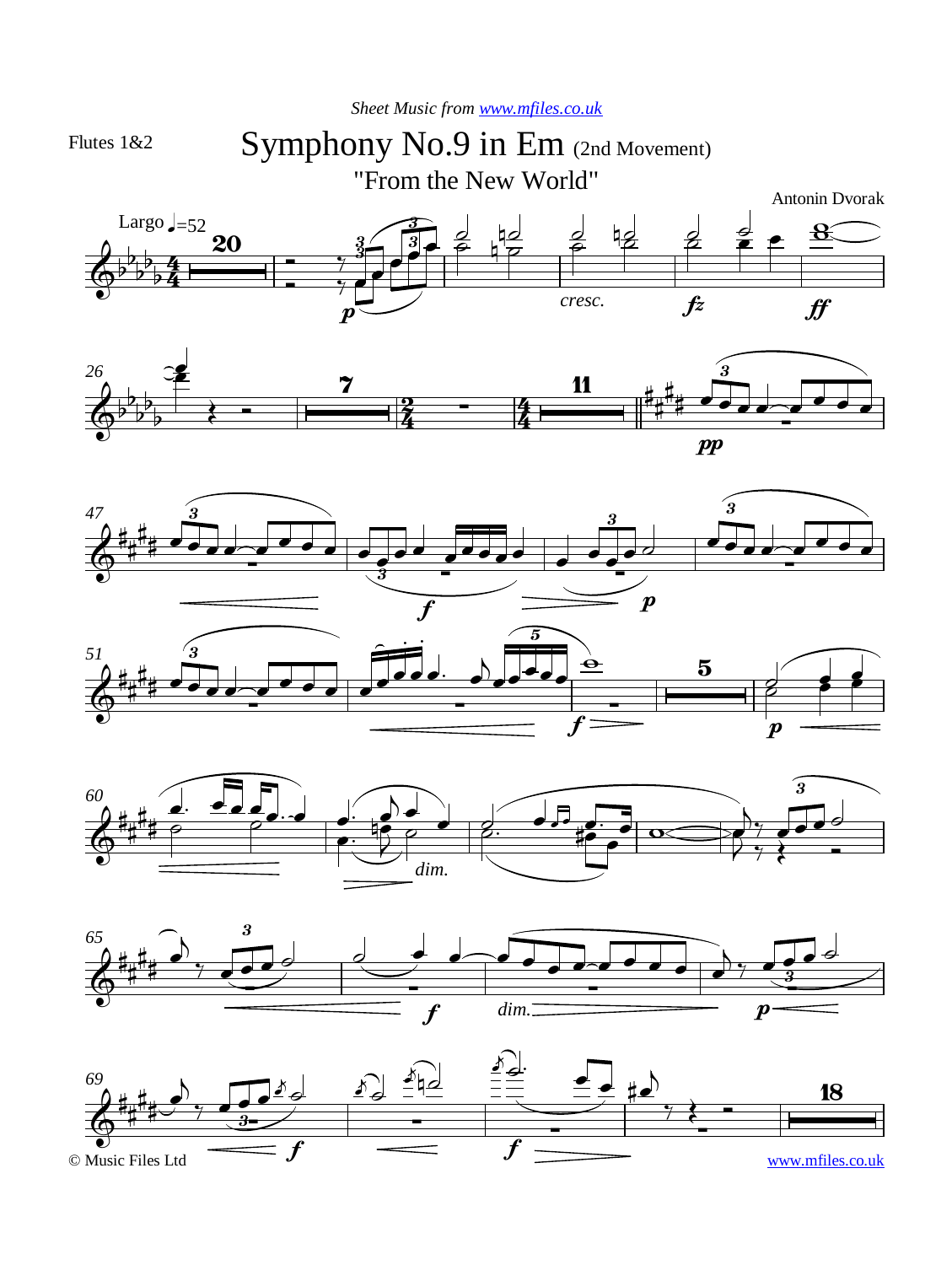*Sheet Music from www.mfiles.co.uk*

Flutes 1&2

# Symphony No.9 in Em (2nd Movement)

## "From the New World"

Antonin Dvorak

Largo ♩=52